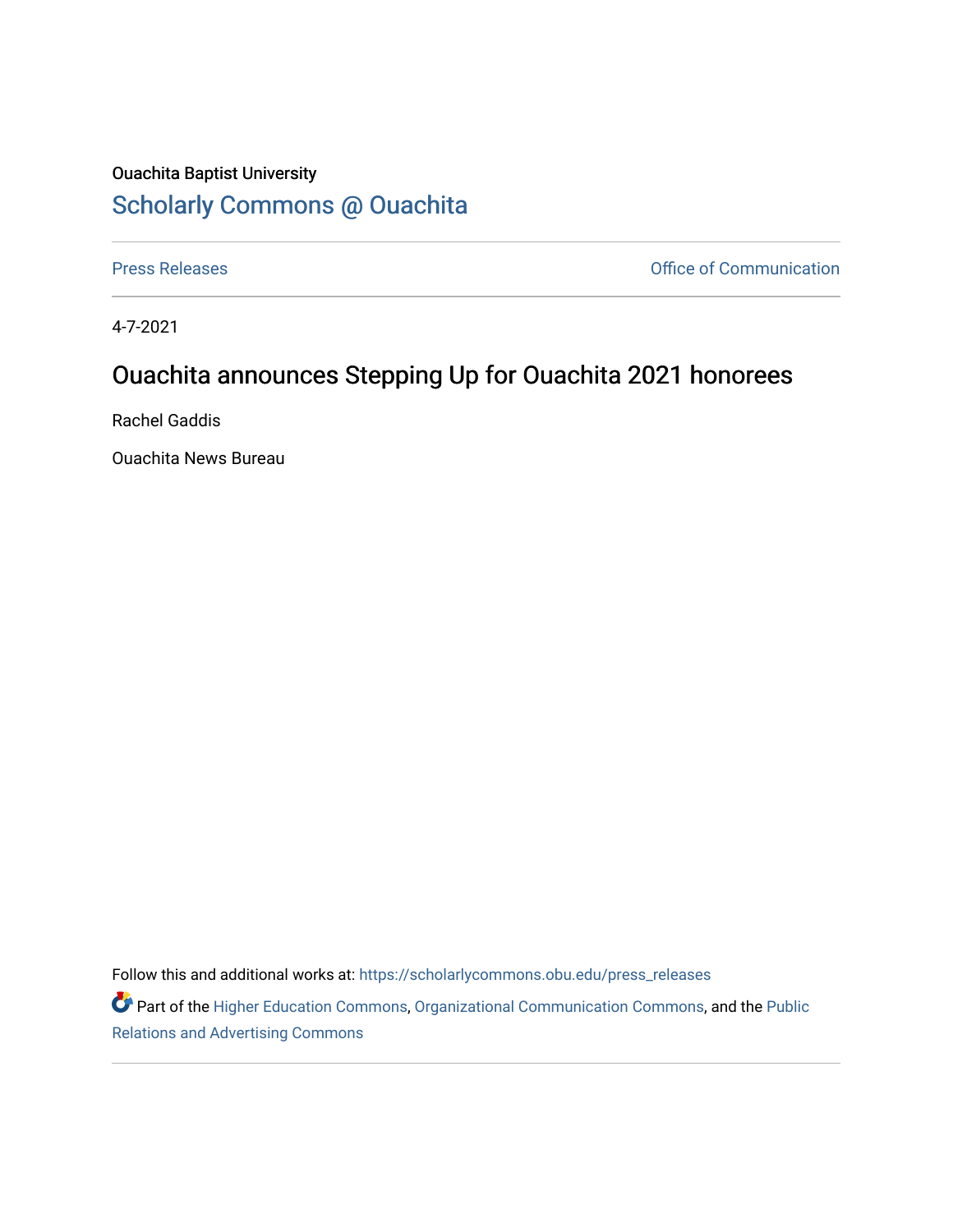Ouachita Baptist University

## Scholarly Commons @ Ouachita

Press Releases | Office of Communication

4-7-2021

# Ouachita announces Stepping Up for Ouachita 2021 honorees

Rachel Gaddis

Ouachita News Bureau

Follow this and additional works at: https://scholarlycommons.obu.edu/press_releases

Part of the Higher Education Commons, Organizational Communication Commons, and the Public Relations and Advertising Commons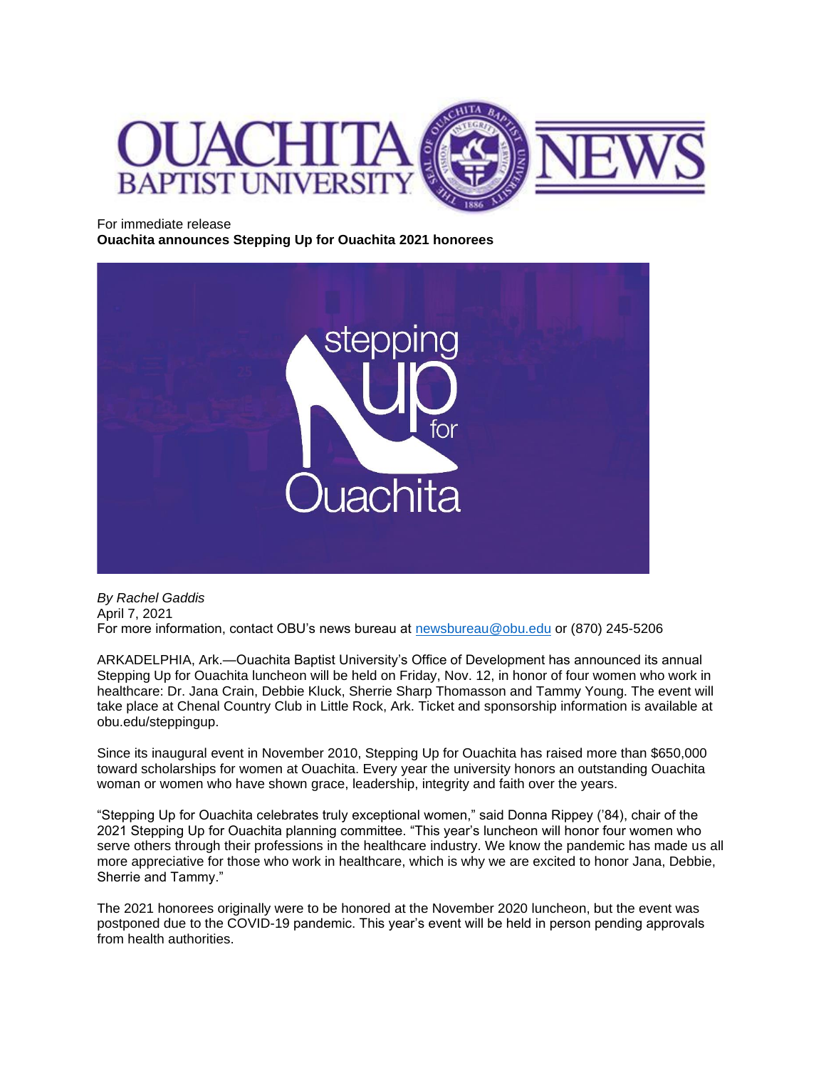For immediate release

**Ouachita announces Stepping Up for Ouachita 2021 honorees**

*By Rachel Gaddis*
April 7, 2021
For more information, contact OBU's news bureau at newsbureau@obu.edu or (870) 245-5206

ARKADELPHIA, Ark.—Ouachita Baptist University's Office of Development has announced its annual Stepping Up for Ouachita luncheon will be held on Friday, Nov. 12, in honor of four women who work in healthcare: Dr. Jana Crain, Debbie Kluck, Sherrie Sharp Thomasson and Tammy Young. The event will take place at Chenal Country Club in Little Rock, Ark. Ticket and sponsorship information is available at obu.edu/steppingup.

Since its inaugural event in November 2010, Stepping Up for Ouachita has raised more than $650,000 toward scholarships for women at Ouachita. Every year the university honors an outstanding Ouachita woman or women who have shown grace, leadership, integrity and faith over the years.

"Stepping Up for Ouachita celebrates truly exceptional women," said Donna Rippey ('84), chair of the 2021 Stepping Up for Ouachita planning committee. "This year's luncheon will honor four women who serve others through their professions in the healthcare industry. We know the pandemic has made us all more appreciative for those who work in healthcare, which is why we are excited to honor Jana, Debbie, Sherrie and Tammy."

The 2021 honorees originally were to be honored at the November 2020 luncheon, but the event was postponed due to the COVID-19 pandemic. This year's event will be held in person pending approvals from health authorities.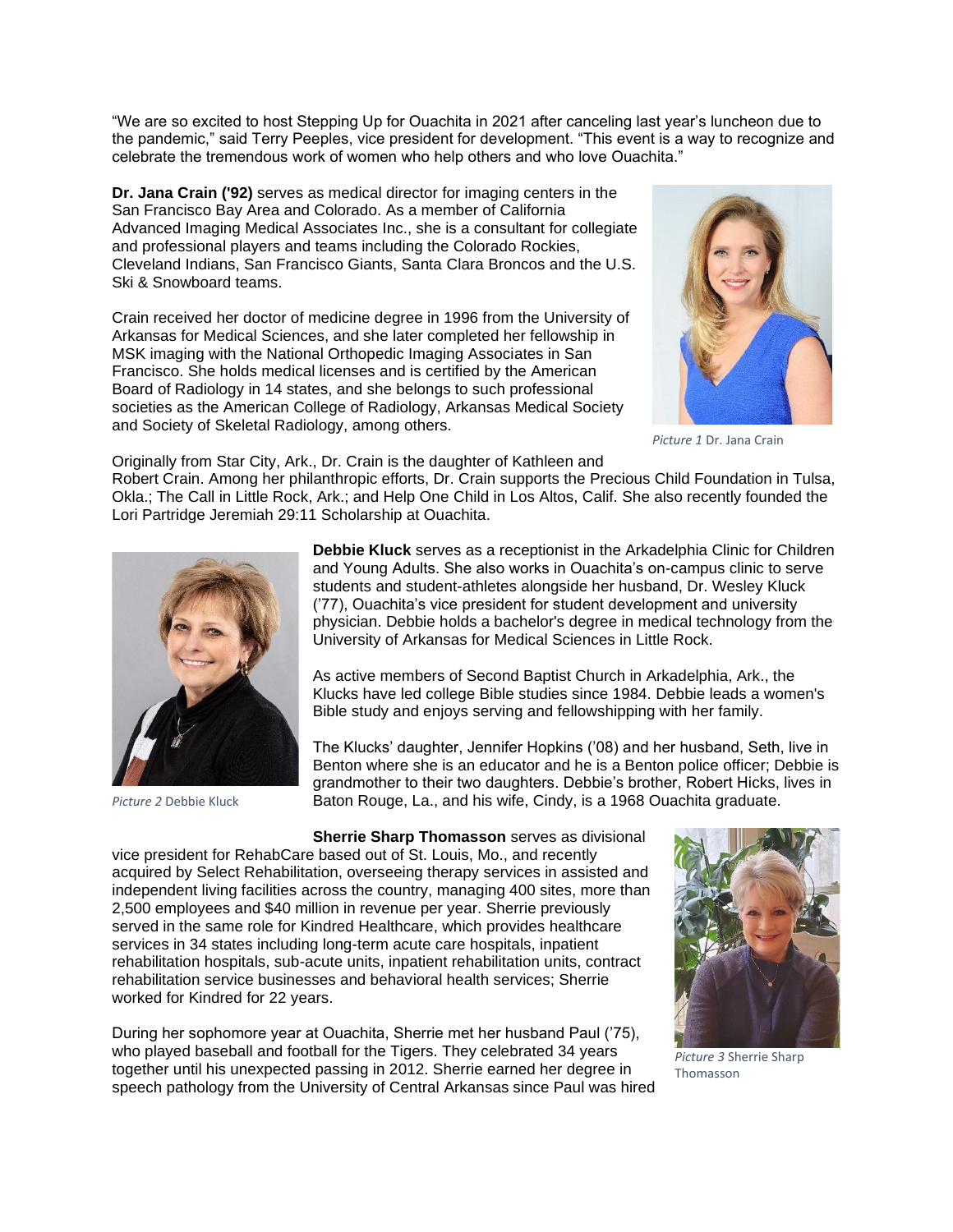"We are so excited to host Stepping Up for Ouachita in 2021 after canceling last year's luncheon due to the pandemic," said Terry Peeples, vice president for development. "This event is a way to recognize and celebrate the tremendous work of women who help others and who love Ouachita."

**Dr. Jana Crain ('92)** serves as medical director for imaging centers in the San Francisco Bay Area and Colorado. As a member of California Advanced Imaging Medical Associates Inc., she is a consultant for collegiate and professional players and teams including the Colorado Rockies, Cleveland Indians, San Francisco Giants, Santa Clara Broncos and the U.S. Ski & Snowboard teams.

Crain received her doctor of medicine degree in 1996 from the University of Arkansas for Medical Sciences, and she later completed her fellowship in MSK imaging with the National Orthopedic Imaging Associates in San Francisco. She holds medical licenses and is certified by the American Board of Radiology in 14 states, and she belongs to such professional societies as the American College of Radiology, Arkansas Medical Society and Society of Skeletal Radiology, among others.

*Picture 1* Dr. Jana Crain

Originally from Star City, Ark., Dr. Crain is the daughter of Kathleen and Robert Crain. Among her philanthropic efforts, Dr. Crain supports the Precious Child Foundation in Tulsa, Okla.; The Call in Little Rock, Ark.; and Help One Child in Los Altos, Calif. She also recently founded the Lori Partridge Jeremiah 29:11 Scholarship at Ouachita.

*Picture 2* Debbie Kluck

**Debbie Kluck** serves as a receptionist in the Arkadelphia Clinic for Children and Young Adults. She also works in Ouachita's on-campus clinic to serve students and student-athletes alongside her husband, Dr. Wesley Kluck ('77), Ouachita's vice president for student development and university physician. Debbie holds a bachelor's degree in medical technology from the University of Arkansas for Medical Sciences in Little Rock.

As active members of Second Baptist Church in Arkadelphia, Ark., the Klucks have led college Bible studies since 1984. Debbie leads a women's Bible study and enjoys serving and fellowshipping with her family.

The Klucks' daughter, Jennifer Hopkins ('08) and her husband, Seth, live in Benton where she is an educator and he is a Benton police officer; Debbie is grandmother to their two daughters. Debbie's brother, Robert Hicks, lives in Baton Rouge, La., and his wife, Cindy, is a 1968 Ouachita graduate.

**Sherrie Sharp Thomasson** serves as divisional vice president for RehabCare based out of St. Louis, Mo., and recently acquired by Select Rehabilitation, overseeing therapy services in assisted and independent living facilities across the country, managing 400 sites, more than 2,500 employees and $40 million in revenue per year. Sherrie previously served in the same role for Kindred Healthcare, which provides healthcare services in 34 states including long-term acute care hospitals, inpatient rehabilitation hospitals, sub-acute units, inpatient rehabilitation units, contract rehabilitation service businesses and behavioral health services; Sherrie worked for Kindred for 22 years.

*Picture 3* Sherrie Sharp Thomasson

During her sophomore year at Ouachita, Sherrie met her husband Paul ('75), who played baseball and football for the Tigers. They celebrated 34 years together until his unexpected passing in 2012. Sherrie earned her degree in speech pathology from the University of Central Arkansas since Paul was hired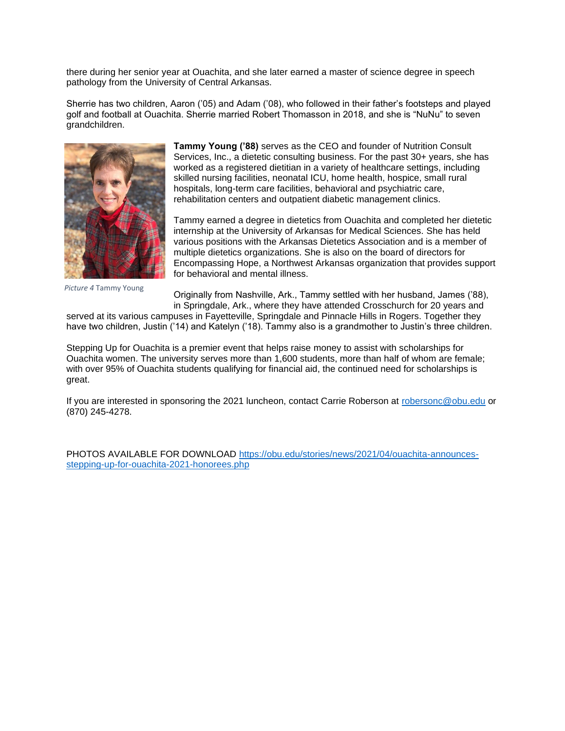there during her senior year at Ouachita, and she later earned a master of science degree in speech pathology from the University of Central Arkansas.

Sherrie has two children, Aaron ('05) and Adam ('08), who followed in their father's footsteps and played golf and football at Ouachita. Sherrie married Robert Thomasson in 2018, and she is "NuNu" to seven grandchildren.

*Picture 4* Tammy Young

**Tammy Young ('88)** serves as the CEO and founder of Nutrition Consult Services, Inc., a dietetic consulting business. For the past 30+ years, she has worked as a registered dietitian in a variety of healthcare settings, including skilled nursing facilities, neonatal ICU, home health, hospice, small rural hospitals, long-term care facilities, behavioral and psychiatric care, rehabilitation centers and outpatient diabetic management clinics.

Tammy earned a degree in dietetics from Ouachita and completed her dietetic internship at the University of Arkansas for Medical Sciences. She has held various positions with the Arkansas Dietetics Association and is a member of multiple dietetics organizations. She is also on the board of directors for Encompassing Hope, a Northwest Arkansas organization that provides support for behavioral and mental illness.

Originally from Nashville, Ark., Tammy settled with her husband, James ('88), in Springdale, Ark., where they have attended Crosschurch for 20 years and served at its various campuses in Fayetteville, Springdale and Pinnacle Hills in Rogers. Together they have two children, Justin ('14) and Katelyn ('18). Tammy also is a grandmother to Justin's three children.

Stepping Up for Ouachita is a premier event that helps raise money to assist with scholarships for Ouachita women. The university serves more than 1,600 students, more than half of whom are female; with over 95% of Ouachita students qualifying for financial aid, the continued need for scholarships is great.

If you are interested in sponsoring the 2021 luncheon, contact Carrie Roberson at robersonc@obu.edu or (870) 245-4278.

PHOTOS AVAILABLE FOR DOWNLOAD https://obu.edu/stories/news/2021/04/ouachita-announces-stepping-up-for-ouachita-2021-honorees.php